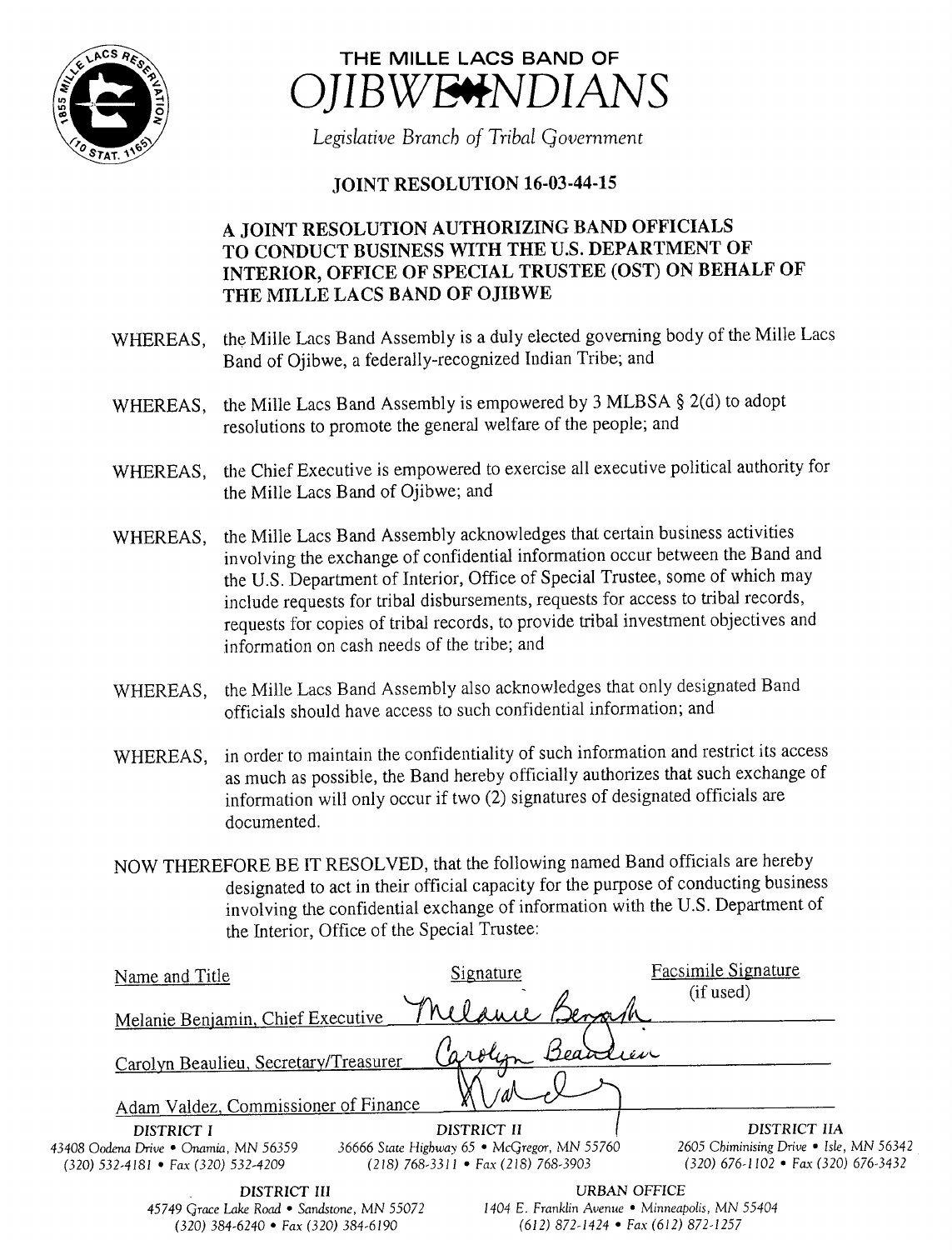# THE MILLE LACS BAND OF OJIBWE INDIANS

*Legislative Branch of Tribal Government*

## JOINT RESOLUTION 16-03-44-15

### A JOINT RESOLUTION AUTHORIZING BAND OFFICIALS TO CONDUCT BUSINESS WITH THE U.S. DEPARTMENT OF INTERIOR, OFFICE OF SPECIAL TRUSTEE (OST) ON BEHALF OF THE MILLE LACS BAND OF OJIBWE

WHEREAS, the Mille Lacs Band Assembly is a duly elected governing body of the Mille Lacs Band of Ojibwe, a federally-recognized Indian Tribe; and

WHEREAS, the Mille Lacs Band Assembly is empowered by 3 MLBSA § 2(d) to adopt resolutions to promote the general welfare of the people; and

WHEREAS, the Chief Executive is empowered to exercise all executive political authority for the Mille Lacs Band of Ojibwe; and

WHEREAS, the Mille Lacs Band Assembly acknowledges that certain business activities involving the exchange of confidential information occur between the Band and the U.S. Department of Interior, Office of Special Trustee, some of which may include requests for tribal disbursements, requests for access to tribal records, requests for copies of tribal records, to provide tribal investment objectives and information on cash needs of the tribe; and

WHEREAS, the Mille Lacs Band Assembly also acknowledges that only designated Band officials should have access to such confidential information; and

WHEREAS, in order to maintain the confidentiality of such information and restrict its access as much as possible, the Band hereby officially authorizes that such exchange of information will only occur if two (2) signatures of designated officials are documented.

NOW THEREFORE BE IT RESOLVED, that the following named Band officials are hereby designated to act in their official capacity for the purpose of conducting business involving the confidential exchange of information with the U.S. Department of the Interior, Office of the Special Trustee:

| Name and Title | Signature | Facsimile Signature (if used) |
|---|---|---|
| Melanie Benjamin, Chief Executive | Melanie Benjamin | |
| Carolyn Beaulieu, Secretary/Treasurer | Carolyn Beaulieu | |
| Adam Valdez, Commissioner of Finance | [signature] | |

**DISTRICT I**
43408 Oodena Drive • Onamia, MN 56359
(320) 532-4181 • Fax (320) 532-4209

**DISTRICT II**
36666 State Highway 65 • McGregor, MN 55760
(218) 768-3311 • Fax (218) 768-3903

**DISTRICT IIA**
2605 Chiminising Drive • Isle, MN 56342
(320) 676-1102 • Fax (320) 676-3432

**DISTRICT III**
45749 Grace Lake Road • Sandstone, MN 55072
(320) 384-6240 • Fax (320) 384-6190

**URBAN OFFICE**
1404 E. Franklin Avenue • Minneapolis, MN 55404
(612) 872-1424 • Fax (612) 872-1257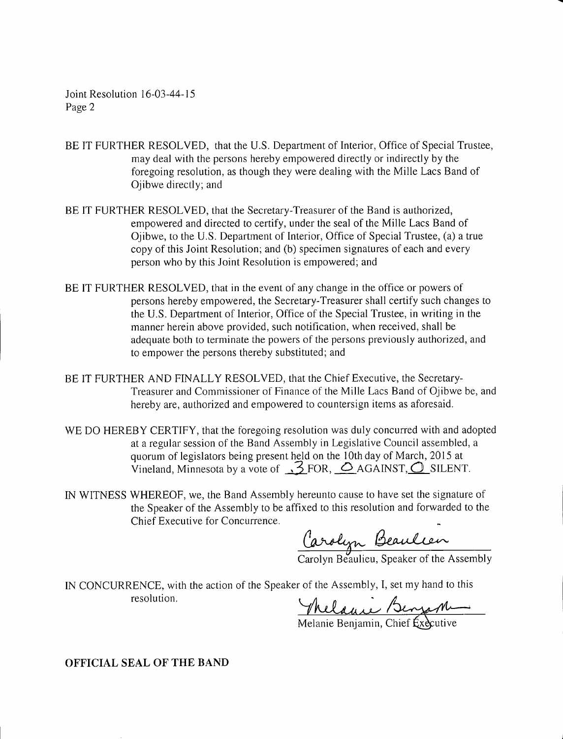Joint Resolution 16-03-44-15
Page 2

BE IT FURTHER RESOLVED, that the U.S. Department of Interior, Office of Special Trustee, may deal with the persons hereby empowered directly or indirectly by the foregoing resolution, as though they were dealing with the Mille Lacs Band of Ojibwe directly; and

BE IT FURTHER RESOLVED, that the Secretary-Treasurer of the Band is authorized, empowered and directed to certify, under the seal of the Mille Lacs Band of Ojibwe, to the U.S. Department of Interior, Office of Special Trustee, (a) a true copy of this Joint Resolution; and (b) specimen signatures of each and every person who by this Joint Resolution is empowered; and

BE IT FURTHER RESOLVED, that in the event of any change in the office or powers of persons hereby empowered, the Secretary-Treasurer shall certify such changes to the U.S. Department of Interior, Office of the Special Trustee, in writing in the manner herein above provided, such notification, when received, shall be adequate both to terminate the powers of the persons previously authorized, and to empower the persons thereby substituted; and

BE IT FURTHER AND FINALLY RESOLVED, that the Chief Executive, the Secretary-Treasurer and Commissioner of Finance of the Mille Lacs Band of Ojibwe be, and hereby are, authorized and empowered to countersign items as aforesaid.

WE DO HEREBY CERTIFY, that the foregoing resolution was duly concurred with and adopted at a regular session of the Band Assembly in Legislative Council assembled, a quorum of legislators being present held on the 10th day of March, 2015 at Vineland, Minnesota by a vote of 3 FOR, 0 AGAINST, 0 SILENT.

IN WITNESS WHEREOF, we, the Band Assembly hereunto cause to have set the signature of the Speaker of the Assembly to be affixed to this resolution and forwarded to the Chief Executive for Concurrence.

Carolyn Beaulieu

Carolyn Beaulieu, Speaker of the Assembly

IN CONCURRENCE, with the action of the Speaker of the Assembly, I, set my hand to this resolution.

Melanie Benjamin

Melanie Benjamin, Chief Executive

**OFFICIAL SEAL OF THE BAND**